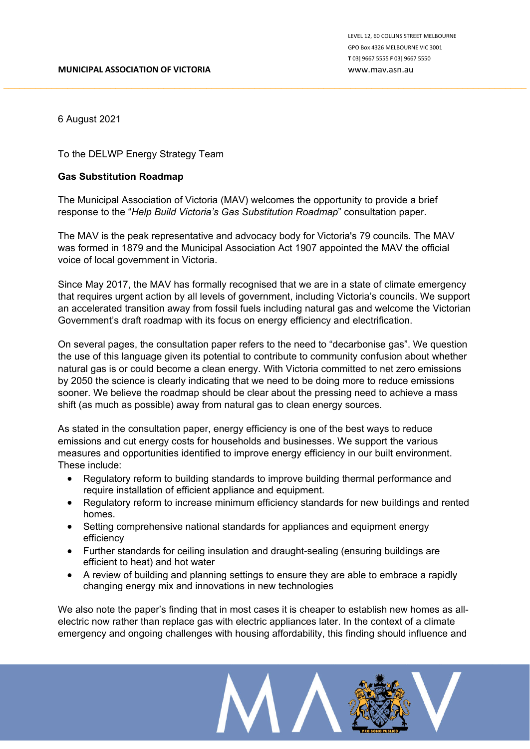**MUNICIPAL ASSOCIATION OF VICTORIA**

LEVEL 12, 60 COLLINS STREET MELBOURNE
GPO Box 4326 MELBOURNE VIC 3001
**T** 03] 9667 5555 **F** 03] 9667 5550
www.mav.asn.au

6 August 2021

To the DELWP Energy Strategy Team

**Gas Substitution Roadmap**

The Municipal Association of Victoria (MAV) welcomes the opportunity to provide a brief response to the "*Help Build Victoria's Gas Substitution Roadmap*" consultation paper.

The MAV is the peak representative and advocacy body for Victoria's 79 councils. The MAV was formed in 1879 and the Municipal Association Act 1907 appointed the MAV the official voice of local government in Victoria.

Since May 2017, the MAV has formally recognised that we are in a state of climate emergency that requires urgent action by all levels of government, including Victoria's councils. We support an accelerated transition away from fossil fuels including natural gas and welcome the Victorian Government's draft roadmap with its focus on energy efficiency and electrification.

On several pages, the consultation paper refers to the need to "decarbonise gas". We question the use of this language given its potential to contribute to community confusion about whether natural gas is or could become a clean energy. With Victoria committed to net zero emissions by 2050 the science is clearly indicating that we need to be doing more to reduce emissions sooner. We believe the roadmap should be clear about the pressing need to achieve a mass shift (as much as possible) away from natural gas to clean energy sources.

As stated in the consultation paper, energy efficiency is one of the best ways to reduce emissions and cut energy costs for households and businesses. We support the various measures and opportunities identified to improve energy efficiency in our built environment. These include:

- Regulatory reform to building standards to improve building thermal performance and require installation of efficient appliance and equipment.
- Regulatory reform to increase minimum efficiency standards for new buildings and rented homes.
- Setting comprehensive national standards for appliances and equipment energy efficiency
- Further standards for ceiling insulation and draught-sealing (ensuring buildings are efficient to heat) and hot water
- A review of building and planning settings to ensure they are able to embrace a rapidly changing energy mix and innovations in new technologies

We also note the paper's finding that in most cases it is cheaper to establish new homes as all-electric now rather than replace gas with electric appliances later. In the context of a climate emergency and ongoing challenges with housing affordability, this finding should influence and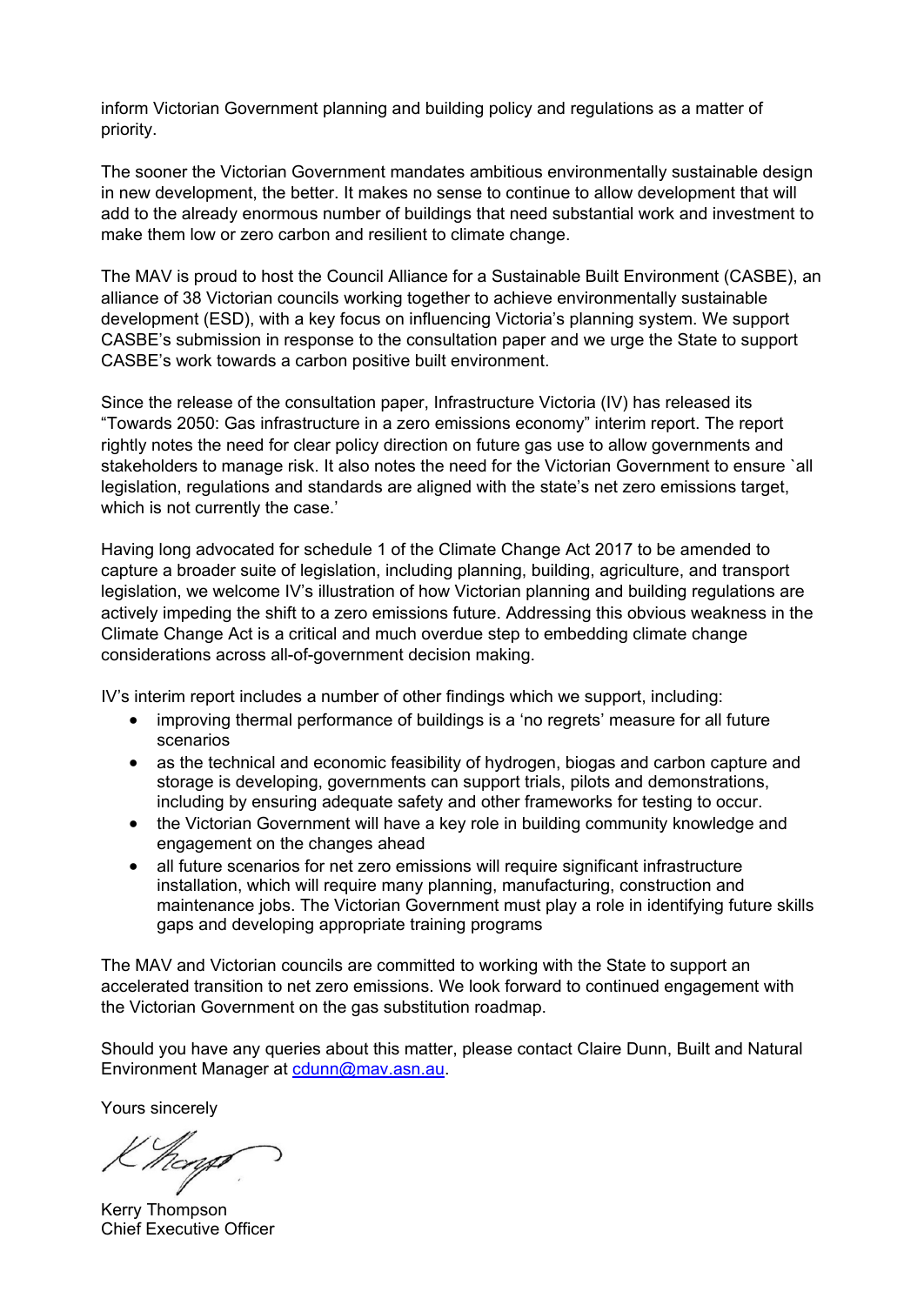inform Victorian Government planning and building policy and regulations as a matter of priority.

The sooner the Victorian Government mandates ambitious environmentally sustainable design in new development, the better. It makes no sense to continue to allow development that will add to the already enormous number of buildings that need substantial work and investment to make them low or zero carbon and resilient to climate change.

The MAV is proud to host the Council Alliance for a Sustainable Built Environment (CASBE), an alliance of 38 Victorian councils working together to achieve environmentally sustainable development (ESD), with a key focus on influencing Victoria's planning system. We support CASBE's submission in response to the consultation paper and we urge the State to support CASBE's work towards a carbon positive built environment.

Since the release of the consultation paper, Infrastructure Victoria (IV) has released its "Towards 2050: Gas infrastructure in a zero emissions economy" interim report. The report rightly notes the need for clear policy direction on future gas use to allow governments and stakeholders to manage risk. It also notes the need for the Victorian Government to ensure `all legislation, regulations and standards are aligned with the state's net zero emissions target, which is not currently the case.'

Having long advocated for schedule 1 of the Climate Change Act 2017 to be amended to capture a broader suite of legislation, including planning, building, agriculture, and transport legislation, we welcome IV's illustration of how Victorian planning and building regulations are actively impeding the shift to a zero emissions future. Addressing this obvious weakness in the Climate Change Act is a critical and much overdue step to embedding climate change considerations across all-of-government decision making.

IV's interim report includes a number of other findings which we support, including:

- improving thermal performance of buildings is a 'no regrets' measure for all future scenarios
- as the technical and economic feasibility of hydrogen, biogas and carbon capture and storage is developing, governments can support trials, pilots and demonstrations, including by ensuring adequate safety and other frameworks for testing to occur.
- the Victorian Government will have a key role in building community knowledge and engagement on the changes ahead
- all future scenarios for net zero emissions will require significant infrastructure installation, which will require many planning, manufacturing, construction and maintenance jobs. The Victorian Government must play a role in identifying future skills gaps and developing appropriate training programs

The MAV and Victorian councils are committed to working with the State to support an accelerated transition to net zero emissions. We look forward to continued engagement with the Victorian Government on the gas substitution roadmap.

Should you have any queries about this matter, please contact Claire Dunn, Built and Natural Environment Manager at cdunn@mav.asn.au.

Yours sincerely

Kerry Thompson
Chief Executive Officer